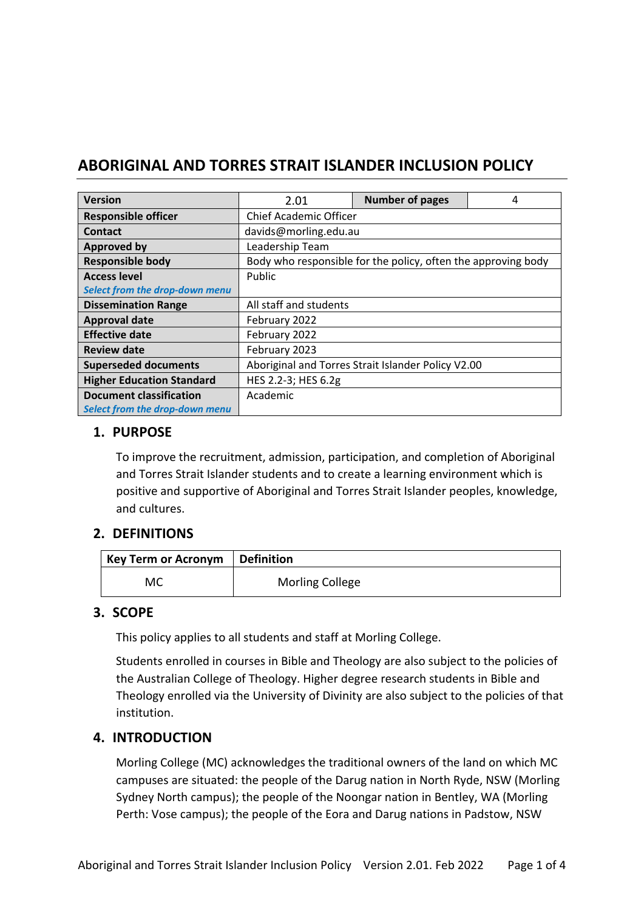# ABORIGINAL AND TORRES STRAIT ISLANDER INCLUSION POLICY

| | | | |
|---|---|---|---|
| **Version** | 2.01 | **Number of pages** | 4 |
| **Responsible officer** | Chief Academic Officer | | |
| **Contact** | davids@morling.edu.au | | |
| **Approved by** | Leadership Team | | |
| **Responsible body** | Body who responsible for the policy, often the approving body | | |
| **Access level** *Select from the drop-down menu* | Public | | |
| **Dissemination Range** | All staff and students | | |
| **Approval date** | February 2022 | | |
| **Effective date** | February 2022 | | |
| **Review date** | February 2023 | | |
| **Superseded documents** | Aboriginal and Torres Strait Islander Policy V2.00 | | |
| **Higher Education Standard** | HES 2.2-3; HES 6.2g | | |
| **Document classification** *Select from the drop-down menu* | Academic | | |

## 1. PURPOSE

To improve the recruitment, admission, participation, and completion of Aboriginal and Torres Strait Islander students and to create a learning environment which is positive and supportive of Aboriginal and Torres Strait Islander peoples, knowledge, and cultures.

## 2. DEFINITIONS

| Key Term or Acronym | Definition |
|---|---|
| MC | Morling College |

## 3. SCOPE

This policy applies to all students and staff at Morling College.

Students enrolled in courses in Bible and Theology are also subject to the policies of the Australian College of Theology. Higher degree research students in Bible and Theology enrolled via the University of Divinity are also subject to the policies of that institution.

## 4. INTRODUCTION

Morling College (MC) acknowledges the traditional owners of the land on which MC campuses are situated: the people of the Darug nation in North Ryde, NSW (Morling Sydney North campus); the people of the Noongar nation in Bentley, WA (Morling Perth: Vose campus); the people of the Eora and Darug nations in Padstow, NSW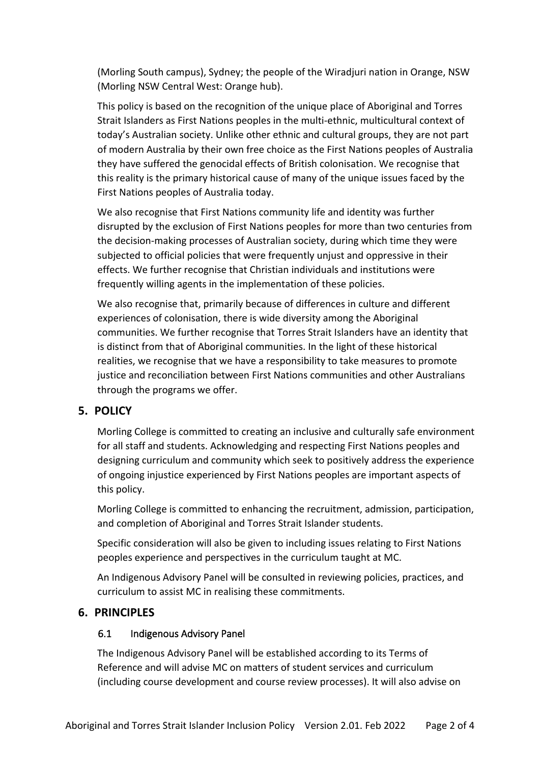(Morling South campus), Sydney; the people of the Wiradjuri nation in Orange, NSW (Morling NSW Central West: Orange hub).

This policy is based on the recognition of the unique place of Aboriginal and Torres Strait Islanders as First Nations peoples in the multi-ethnic, multicultural context of today's Australian society. Unlike other ethnic and cultural groups, they are not part of modern Australia by their own free choice as the First Nations peoples of Australia they have suffered the genocidal effects of British colonisation. We recognise that this reality is the primary historical cause of many of the unique issues faced by the First Nations peoples of Australia today.

We also recognise that First Nations community life and identity was further disrupted by the exclusion of First Nations peoples for more than two centuries from the decision-making processes of Australian society, during which time they were subjected to official policies that were frequently unjust and oppressive in their effects. We further recognise that Christian individuals and institutions were frequently willing agents in the implementation of these policies.

We also recognise that, primarily because of differences in culture and different experiences of colonisation, there is wide diversity among the Aboriginal communities. We further recognise that Torres Strait Islanders have an identity that is distinct from that of Aboriginal communities. In the light of these historical realities, we recognise that we have a responsibility to take measures to promote justice and reconciliation between First Nations communities and other Australians through the programs we offer.

## 5. POLICY

Morling College is committed to creating an inclusive and culturally safe environment for all staff and students. Acknowledging and respecting First Nations peoples and designing curriculum and community which seek to positively address the experience of ongoing injustice experienced by First Nations peoples are important aspects of this policy.

Morling College is committed to enhancing the recruitment, admission, participation, and completion of Aboriginal and Torres Strait Islander students.

Specific consideration will also be given to including issues relating to First Nations peoples experience and perspectives in the curriculum taught at MC.

An Indigenous Advisory Panel will be consulted in reviewing policies, practices, and curriculum to assist MC in realising these commitments.

## 6. PRINCIPLES

### 6.1 Indigenous Advisory Panel

The Indigenous Advisory Panel will be established according to its Terms of Reference and will advise MC on matters of student services and curriculum (including course development and course review processes). It will also advise on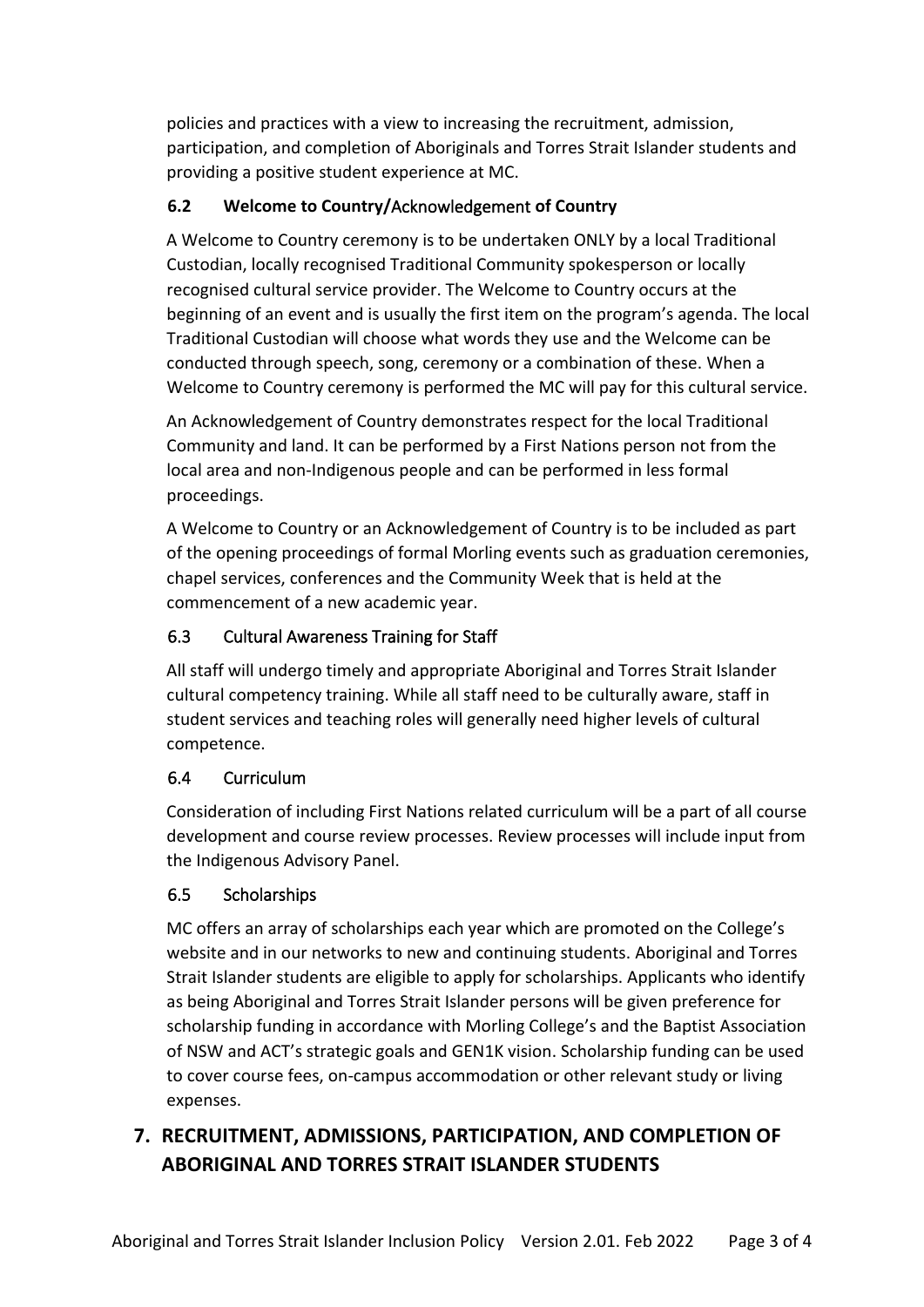policies and practices with a view to increasing the recruitment, admission, participation, and completion of Aboriginals and Torres Strait Islander students and providing a positive student experience at MC.

### 6.2 Welcome to Country/Acknowledgement of Country

A Welcome to Country ceremony is to be undertaken ONLY by a local Traditional Custodian, locally recognised Traditional Community spokesperson or locally recognised cultural service provider. The Welcome to Country occurs at the beginning of an event and is usually the first item on the program's agenda. The local Traditional Custodian will choose what words they use and the Welcome can be conducted through speech, song, ceremony or a combination of these. When a Welcome to Country ceremony is performed the MC will pay for this cultural service.

An Acknowledgement of Country demonstrates respect for the local Traditional Community and land. It can be performed by a First Nations person not from the local area and non-Indigenous people and can be performed in less formal proceedings.

A Welcome to Country or an Acknowledgement of Country is to be included as part of the opening proceedings of formal Morling events such as graduation ceremonies, chapel services, conferences and the Community Week that is held at the commencement of a new academic year.

### 6.3 Cultural Awareness Training for Staff

All staff will undergo timely and appropriate Aboriginal and Torres Strait Islander cultural competency training. While all staff need to be culturally aware, staff in student services and teaching roles will generally need higher levels of cultural competence.

### 6.4 Curriculum

Consideration of including First Nations related curriculum will be a part of all course development and course review processes. Review processes will include input from the Indigenous Advisory Panel.

### 6.5 Scholarships

MC offers an array of scholarships each year which are promoted on the College's website and in our networks to new and continuing students. Aboriginal and Torres Strait Islander students are eligible to apply for scholarships. Applicants who identify as being Aboriginal and Torres Strait Islander persons will be given preference for scholarship funding in accordance with Morling College's and the Baptist Association of NSW and ACT's strategic goals and GEN1K vision. Scholarship funding can be used to cover course fees, on-campus accommodation or other relevant study or living expenses.

## 7. RECRUITMENT, ADMISSIONS, PARTICIPATION, AND COMPLETION OF ABORIGINAL AND TORRES STRAIT ISLANDER STUDENTS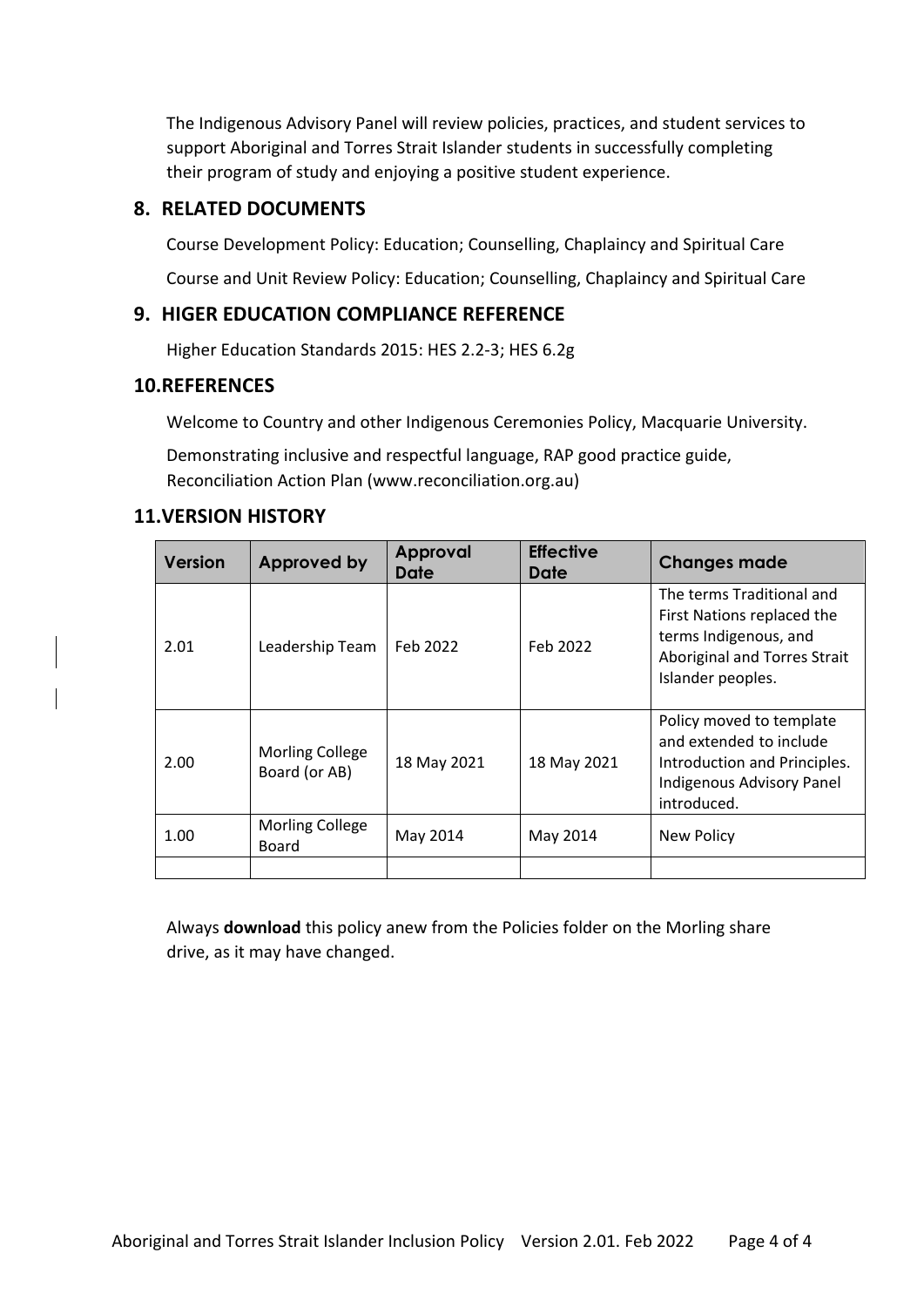The Indigenous Advisory Panel will review policies, practices, and student services to support Aboriginal and Torres Strait Islander students in successfully completing their program of study and enjoying a positive student experience.

## 8. RELATED DOCUMENTS

Course Development Policy: Education; Counselling, Chaplaincy and Spiritual Care

Course and Unit Review Policy: Education; Counselling, Chaplaincy and Spiritual Care

## 9. HIGER EDUCATION COMPLIANCE REFERENCE

Higher Education Standards 2015: HES 2.2-3; HES 6.2g

## 10. REFERENCES

Welcome to Country and other Indigenous Ceremonies Policy, Macquarie University.

Demonstrating inclusive and respectful language, RAP good practice guide, Reconciliation Action Plan (www.reconciliation.org.au)

## 11. VERSION HISTORY

| Version | Approved by | Approval Date | Effective Date | Changes made |
|---|---|---|---|---|
| 2.01 | Leadership Team | Feb 2022 | Feb 2022 | The terms Traditional and First Nations replaced the terms Indigenous, and Aboriginal and Torres Strait Islander peoples. |
| 2.00 | Morling College Board (or AB) | 18 May 2021 | 18 May 2021 | Policy moved to template and extended to include Introduction and Principles. Indigenous Advisory Panel introduced. |
| 1.00 | Morling College Board | May 2014 | May 2014 | New Policy |
| | | | | |

Always **download** this policy anew from the Policies folder on the Morling share drive, as it may have changed.